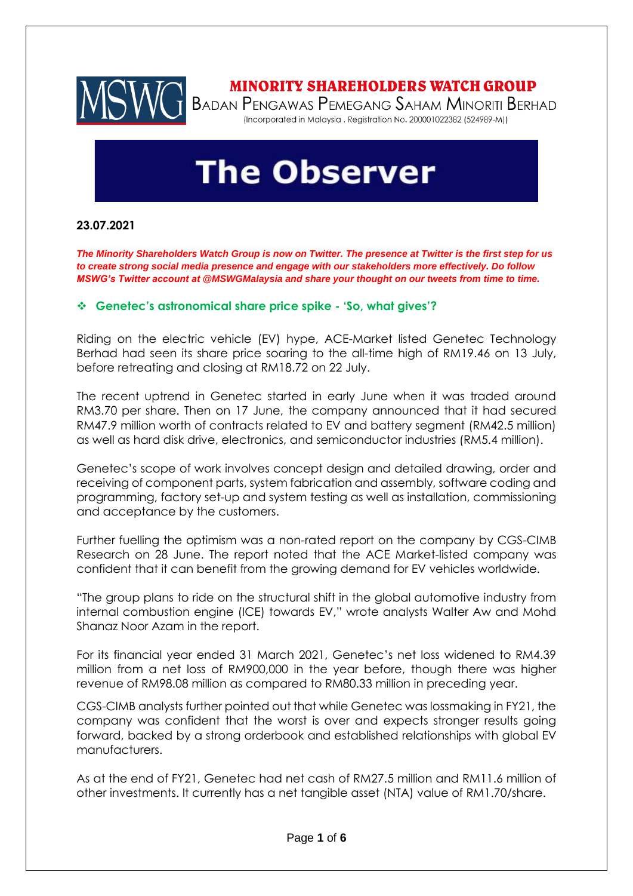**MINORITY SHAREHOLDERS WATCH GROUP**

BADAN PENGAWAS PEMEGANG SAHAM MINORITI BERHAD

(Incorporated in Malaysia . Registration No. 200001022382 (524989-M))

# The Observer

**23.07.2021**

***The Minority Shareholders Watch Group is now on Twitter. The presence at Twitter is the first step for us to create strong social media presence and engage with our stakeholders more effectively. Do follow MSWG's Twitter account at @MSWGMalaysia and share your thought on our tweets from time to time.***

## ❖ Genetec's astronomical share price spike - 'So, what gives'?

Riding on the electric vehicle (EV) hype, ACE-Market listed Genetec Technology Berhad had seen its share price soaring to the all-time high of RM19.46 on 13 July, before retreating and closing at RM18.72 on 22 July.

The recent uptrend in Genetec started in early June when it was traded around RM3.70 per share. Then on 17 June, the company announced that it had secured RM47.9 million worth of contracts related to EV and battery segment (RM42.5 million) as well as hard disk drive, electronics, and semiconductor industries (RM5.4 million).

Genetec's scope of work involves concept design and detailed drawing, order and receiving of component parts, system fabrication and assembly, software coding and programming, factory set-up and system testing as well as installation, commissioning and acceptance by the customers.

Further fuelling the optimism was a non-rated report on the company by CGS-CIMB Research on 28 June. The report noted that the ACE Market-listed company was confident that it can benefit from the growing demand for EV vehicles worldwide.

"The group plans to ride on the structural shift in the global automotive industry from internal combustion engine (ICE) towards EV," wrote analysts Walter Aw and Mohd Shanaz Noor Azam in the report.

For its financial year ended 31 March 2021, Genetec's net loss widened to RM4.39 million from a net loss of RM900,000 in the year before, though there was higher revenue of RM98.08 million as compared to RM80.33 million in preceding year.

CGS-CIMB analysts further pointed out that while Genetec was lossmaking in FY21, the company was confident that the worst is over and expects stronger results going forward, backed by a strong orderbook and established relationships with global EV manufacturers.

As at the end of FY21, Genetec had net cash of RM27.5 million and RM11.6 million of other investments. It currently has a net tangible asset (NTA) value of RM1.70/share.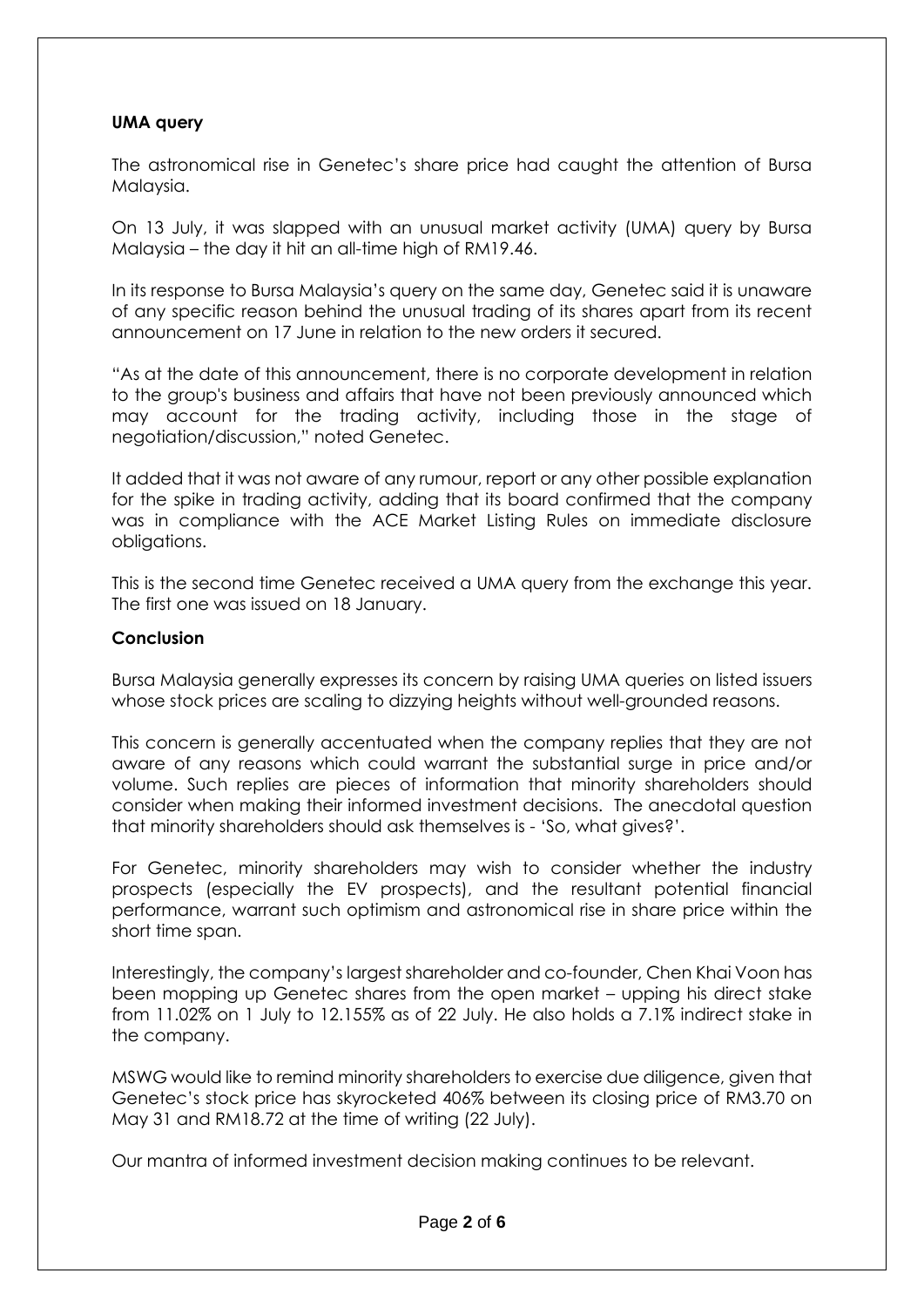**UMA query**

The astronomical rise in Genetec's share price had caught the attention of Bursa Malaysia.

On 13 July, it was slapped with an unusual market activity (UMA) query by Bursa Malaysia – the day it hit an all-time high of RM19.46.

In its response to Bursa Malaysia's query on the same day, Genetec said it is unaware of any specific reason behind the unusual trading of its shares apart from its recent announcement on 17 June in relation to the new orders it secured.

"As at the date of this announcement, there is no corporate development in relation to the group's business and affairs that have not been previously announced which may account for the trading activity, including those in the stage of negotiation/discussion," noted Genetec.

It added that it was not aware of any rumour, report or any other possible explanation for the spike in trading activity, adding that its board confirmed that the company was in compliance with the ACE Market Listing Rules on immediate disclosure obligations.

This is the second time Genetec received a UMA query from the exchange this year. The first one was issued on 18 January.

**Conclusion**

Bursa Malaysia generally expresses its concern by raising UMA queries on listed issuers whose stock prices are scaling to dizzying heights without well-grounded reasons.

This concern is generally accentuated when the company replies that they are not aware of any reasons which could warrant the substantial surge in price and/or volume. Such replies are pieces of information that minority shareholders should consider when making their informed investment decisions. The anecdotal question that minority shareholders should ask themselves is - 'So, what gives?'.

For Genetec, minority shareholders may wish to consider whether the industry prospects (especially the EV prospects), and the resultant potential financial performance, warrant such optimism and astronomical rise in share price within the short time span.

Interestingly, the company's largest shareholder and co-founder, Chen Khai Voon has been mopping up Genetec shares from the open market – upping his direct stake from 11.02% on 1 July to 12.155% as of 22 July. He also holds a 7.1% indirect stake in the company.

MSWG would like to remind minority shareholders to exercise due diligence, given that Genetec's stock price has skyrocketed 406% between its closing price of RM3.70 on May 31 and RM18.72 at the time of writing (22 July).

Our mantra of informed investment decision making continues to be relevant.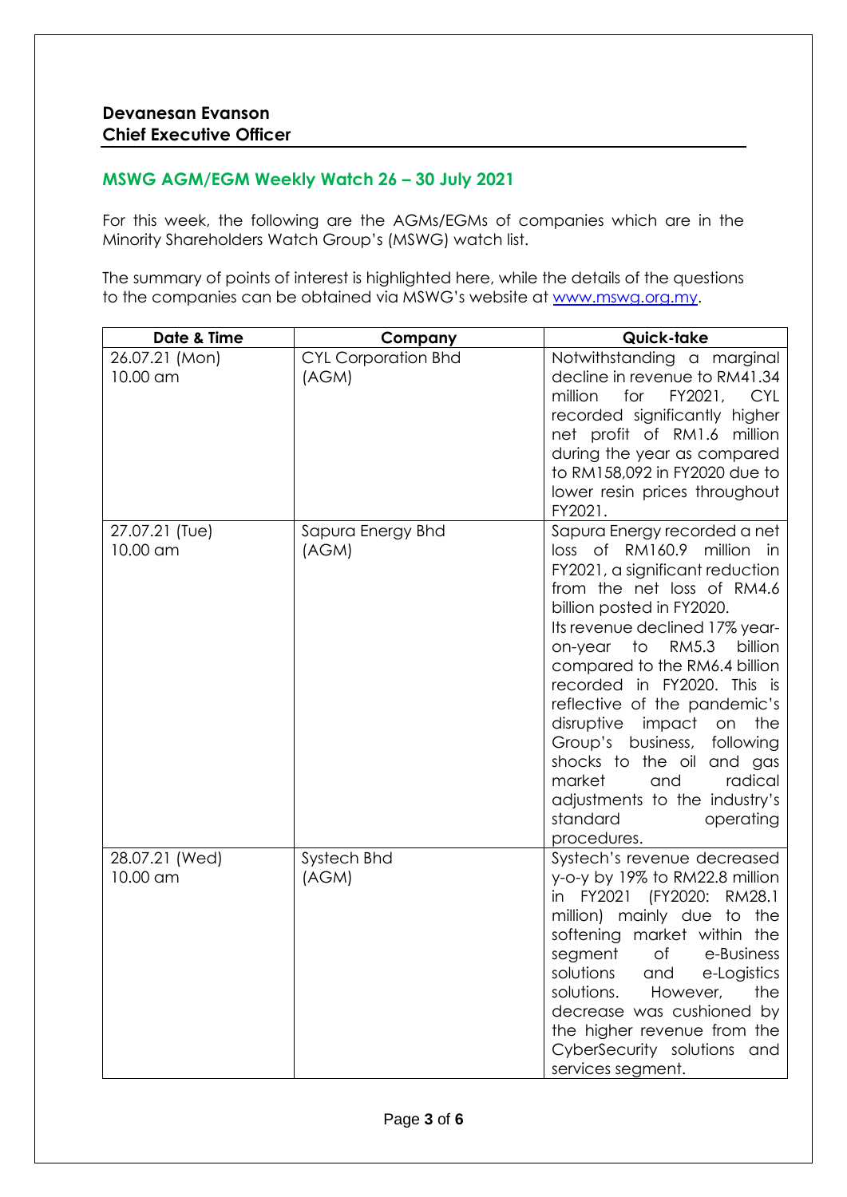**Devanesan Evanson**
**Chief Executive Officer**

## MSWG AGM/EGM Weekly Watch 26 – 30 July 2021

For this week, the following are the AGMs/EGMs of companies which are in the Minority Shareholders Watch Group's (MSWG) watch list.

The summary of points of interest is highlighted here, while the details of the questions to the companies can be obtained via MSWG's website at [www.mswg.org.my](www.mswg.org.my).

| Date & Time | Company | Quick-take |
|---|---|---|
| 26.07.21 (Mon) 10.00 am | CYL Corporation Bhd (AGM) | Notwithstanding a marginal decline in revenue to RM41.34 million for FY2021, CYL recorded significantly higher net profit of RM1.6 million during the year as compared to RM158,092 in FY2020 due to lower resin prices throughout FY2021. |
| 27.07.21 (Tue) 10.00 am | Sapura Energy Bhd (AGM) | Sapura Energy recorded a net loss of RM160.9 million in FY2021, a significant reduction from the net loss of RM4.6 billion posted in FY2020. Its revenue declined 17% year-on-year to RM5.3 billion compared to the RM6.4 billion recorded in FY2020. This is reflective of the pandemic's disruptive impact on the Group's business, following shocks to the oil and gas market and radical adjustments to the industry's standard operating procedures. |
| 28.07.21 (Wed) 10.00 am | Systech Bhd (AGM) | Systech's revenue decreased y-o-y by 19% to RM22.8 million in FY2021 (FY2020: RM28.1 million) mainly due to the softening market within the segment of e-Business solutions and e-Logistics solutions. However, the decrease was cushioned by the higher revenue from the CyberSecurity solutions and services segment. |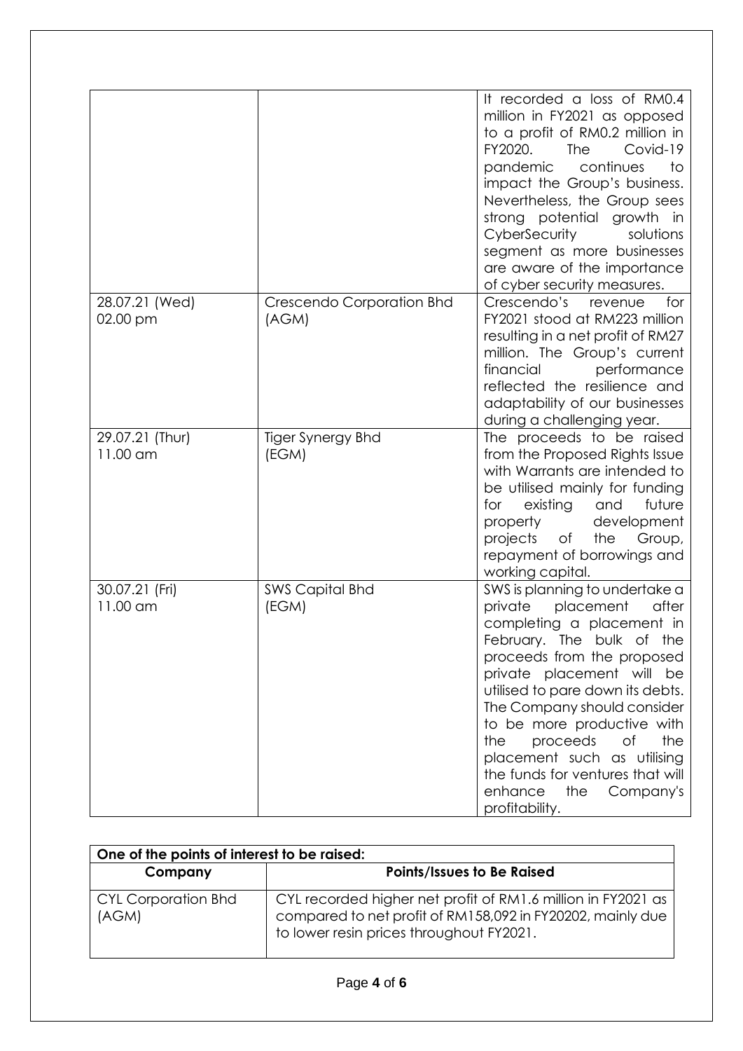| | | |
|---|---|---|
| | | It recorded a loss of RM0.4 million in FY2021 as opposed to a profit of RM0.2 million in FY2020. The Covid-19 pandemic continues to impact the Group's business. Nevertheless, the Group sees strong potential growth in CyberSecurity solutions segment as more businesses are aware of the importance of cyber security measures. |
| 28.07.21 (Wed) 02.00 pm | Crescendo Corporation Bhd (AGM) | Crescendo's revenue for FY2021 stood at RM223 million resulting in a net profit of RM27 million. The Group's current financial performance reflected the resilience and adaptability of our businesses during a challenging year. |
| 29.07.21 (Thur) 11.00 am | Tiger Synergy Bhd (EGM) | The proceeds to be raised from the Proposed Rights Issue with Warrants are intended to be utilised mainly for funding for existing and future property development projects of the Group, repayment of borrowings and working capital. |
| 30.07.21 (Fri) 11.00 am | SWS Capital Bhd (EGM) | SWS is planning to undertake a private placement after completing a placement in February. The bulk of the proceeds from the proposed private placement will be utilised to pare down its debts. The Company should consider to be more productive with the proceeds of the placement such as utilising the funds for ventures that will enhance the Company's profitability. |

| One of the points of interest to be raised: | |
|---|---|
| **Company** | **Points/Issues to Be Raised** |
| CYL Corporation Bhd (AGM) | CYL recorded higher net profit of RM1.6 million in FY2021 as compared to net profit of RM158,092 in FY20202, mainly due to lower resin prices throughout FY2021. |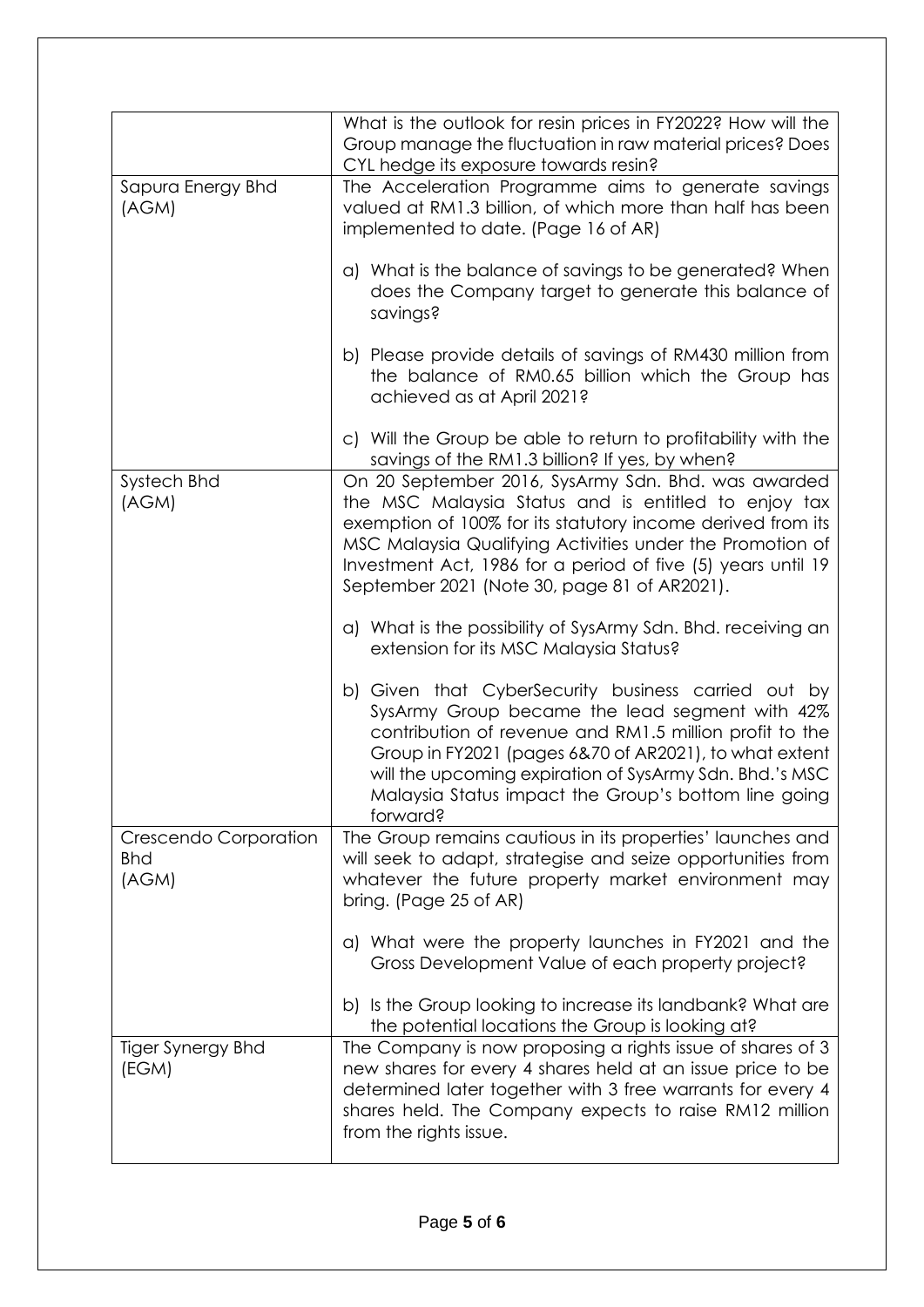| | |
|---|---|
| | What is the outlook for resin prices in FY2022? How will the Group manage the fluctuation in raw material prices? Does CYL hedge its exposure towards resin? |
| Sapura Energy Bhd (AGM) | The Acceleration Programme aims to generate savings valued at RM1.3 billion, of which more than half has been implemented to date. (Page 16 of AR)<br><br>a) What is the balance of savings to be generated? When does the Company target to generate this balance of savings?<br><br>b) Please provide details of savings of RM430 million from the balance of RM0.65 billion which the Group has achieved as at April 2021?<br><br>c) Will the Group be able to return to profitability with the savings of the RM1.3 billion? If yes, by when? |
| Systech Bhd (AGM) | On 20 September 2016, SysArmy Sdn. Bhd. was awarded the MSC Malaysia Status and is entitled to enjoy tax exemption of 100% for its statutory income derived from its MSC Malaysia Qualifying Activities under the Promotion of Investment Act, 1986 for a period of five (5) years until 19 September 2021 (Note 30, page 81 of AR2021).<br><br>a) What is the possibility of SysArmy Sdn. Bhd. receiving an extension for its MSC Malaysia Status?<br><br>b) Given that CyberSecurity business carried out by SysArmy Group became the lead segment with 42% contribution of revenue and RM1.5 million profit to the Group in FY2021 (pages 6&70 of AR2021), to what extent will the upcoming expiration of SysArmy Sdn. Bhd.'s MSC Malaysia Status impact the Group's bottom line going forward? |
| Crescendo Corporation Bhd (AGM) | The Group remains cautious in its properties' launches and will seek to adapt, strategise and seize opportunities from whatever the future property market environment may bring. (Page 25 of AR)<br><br>a) What were the property launches in FY2021 and the Gross Development Value of each property project?<br><br>b) Is the Group looking to increase its landbank? What are the potential locations the Group is looking at? |
| Tiger Synergy Bhd (EGM) | The Company is now proposing a rights issue of shares of 3 new shares for every 4 shares held at an issue price to be determined later together with 3 free warrants for every 4 shares held. The Company expects to raise RM12 million from the rights issue. |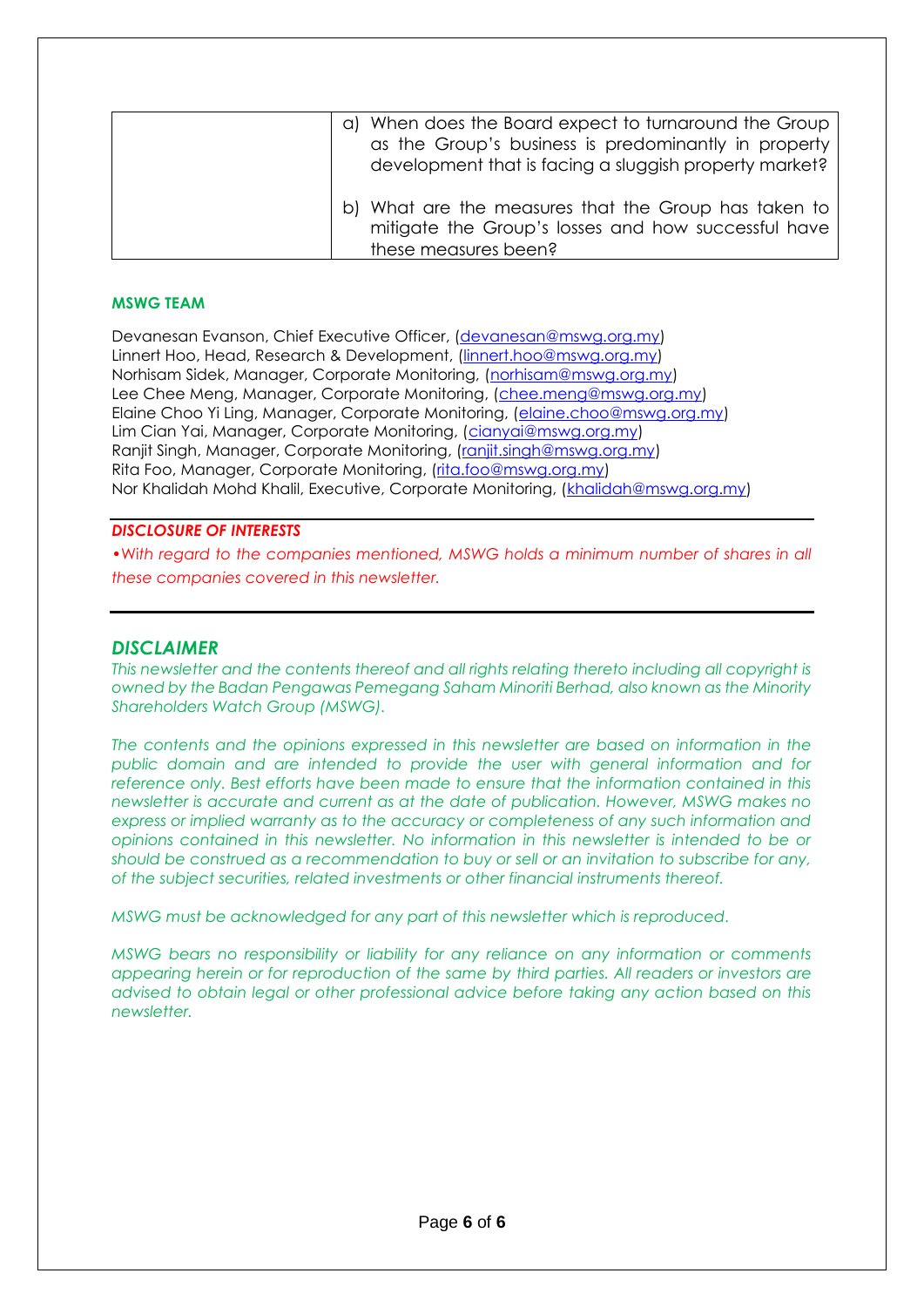| | |
|---|---|
| | a) When does the Board expect to turnaround the Group as the Group's business is predominantly in property development that is facing a sluggish property market?<br><br>b) What are the measures that the Group has taken to mitigate the Group's losses and how successful have these measures been? |

**MSWG TEAM**

Devanesan Evanson, Chief Executive Officer, (devanesan@mswg.org.my)
Linnert Hoo, Head, Research & Development, (linnert.hoo@mswg.org.my)
Norhisam Sidek, Manager, Corporate Monitoring, (norhisam@mswg.org.my)
Lee Chee Meng, Manager, Corporate Monitoring, (chee.meng@mswg.org.my)
Elaine Choo Yi Ling, Manager, Corporate Monitoring, (elaine.choo@mswg.org.my)
Lim Cian Yai, Manager, Corporate Monitoring, (cianyai@mswg.org.my)
Ranjit Singh, Manager, Corporate Monitoring, (ranjit.singh@mswg.org.my)
Rita Foo, Manager, Corporate Monitoring, (rita.foo@mswg.org.my)
Nor Khalidah Mohd Khalil, Executive, Corporate Monitoring, (khalidah@mswg.org.my)

***DISCLOSURE OF INTERESTS***

*•With regard to the companies mentioned, MSWG holds a minimum number of shares in all these companies covered in this newsletter.*

## *DISCLAIMER*

*This newsletter and the contents thereof and all rights relating thereto including all copyright is owned by the Badan Pengawas Pemegang Saham Minoriti Berhad, also known as the Minority Shareholders Watch Group (MSWG).*

*The contents and the opinions expressed in this newsletter are based on information in the public domain and are intended to provide the user with general information and for reference only. Best efforts have been made to ensure that the information contained in this newsletter is accurate and current as at the date of publication. However, MSWG makes no express or implied warranty as to the accuracy or completeness of any such information and opinions contained in this newsletter. No information in this newsletter is intended to be or should be construed as a recommendation to buy or sell or an invitation to subscribe for any, of the subject securities, related investments or other financial instruments thereof.*

*MSWG must be acknowledged for any part of this newsletter which is reproduced.*

*MSWG bears no responsibility or liability for any reliance on any information or comments appearing herein or for reproduction of the same by third parties. All readers or investors are advised to obtain legal or other professional advice before taking any action based on this newsletter.*